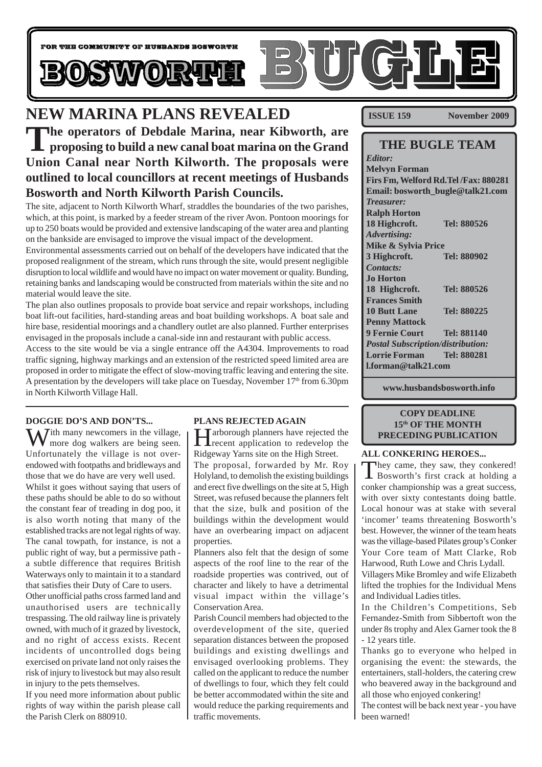FOR THE COMMUNITY OF HUSBANDS BOSWORTH

# BOSWORTH BUGLE

**ISSUE 159** **November 2009**

## NEW MARINA PLANS REVEALED

**The operators of Debdale Marina, near Kibworth, are proposing to build a new canal boat marina on the Grand Union Canal near North Kilworth. The proposals were outlined to local councillors at recent meetings of Husbands Bosworth and North Kilworth Parish Councils.**

The site, adjacent to North Kilworth Wharf, straddles the boundaries of the two parishes, which, at this point, is marked by a feeder stream of the river Avon. Pontoon moorings for up to 250 boats would be provided and extensive landscaping of the water area and planting on the bankside are envisaged to improve the visual impact of the development.

Environmental assessments carried out on behalf of the developers have indicated that the proposed realignment of the stream, which runs through the site, would present negligible disruption to local wildlife and would have no impact on water movement or quality. Bunding, retaining banks and landscaping would be constructed from materials within the site and no material would leave the site.

The plan also outlines proposals to provide boat service and repair workshops, including boat lift-out facilities, hard-standing areas and boat building workshops. A boat sale and hire base, residential moorings and a chandlery outlet are also planned. Further enterprises envisaged in the proposals include a canal-side inn and restaurant with public access.

Access to the site would be via a single entrance off the A4304. Improvements to road traffic signing, highway markings and an extension of the restricted speed limited area are proposed in order to mitigate the effect of slow-moving traffic leaving and entering the site.

A presentation by the developers will take place on Tuesday, November 17th from 6.30pm in North Kilworth Village Hall.

### DOGGIE DO'S AND DON'TS...

With many newcomers in the village, more dog walkers are being seen. Unfortunately the village is not over-endowed with footpaths and bridleways and those that we do have are very well used.

Whilst it goes without saying that users of these paths should be able to do so without the constant fear of treading in dog poo, it is also worth noting that many of the established tracks are not legal rights of way. The canal towpath, for instance, is not a public right of way, but a permissive path - a subtle difference that requires British Waterways only to maintain it to a standard that satisfies their Duty of Care to users.

Other unofficial paths cross farmed land and unauthorised users are technically trespassing. The old railway line is privately owned, with much of it grazed by livestock, and no right of access exists. Recent incidents of uncontrolled dogs being exercised on private land not only raises the risk of injury to livestock but may also result in injury to the pets themselves.

If you need more information about public rights of way within the parish please call the Parish Clerk on 880910.

### PLANS REJECTED AGAIN

Harborough planners have rejected the recent application to redevelop the Ridgeway Yarns site on the High Street.

The proposal, forwarded by Mr. Roy Holyland, to demolish the existing buildings and erect five dwellings on the site at 5, High Street, was refused because the planners felt that the size, bulk and position of the buildings within the development would have an overbearing impact on adjacent properties.

Planners also felt that the design of some aspects of the roof line to the rear of the roadside properties was contrived, out of character and likely to have a detrimental visual impact within the village's Conservation Area.

Parish Council members had objected to the overdevelopment of the site, queried separation distances between the proposed buildings and existing dwellings and envisaged overlooking problems. They called on the applicant to reduce the number of dwellings to four, which they felt could be better accommodated within the site and would reduce the parking requirements and traffic movements.

### THE BUGLE TEAM

*Editor:*
**Melvyn Forman**
**Firs Fm, Welford Rd. Tel /Fax: 880281**
**Email: bosworth_bugle@talk21.com**

*Treasurer:*
**Ralph Horton**
**18 Highcroft. Tel: 880526**

*Advertising:*
**Mike & Sylvia Price**
**3 Highcroft. Tel: 880902**

*Contacts:*
**Jo Horton**
**18 Highcroft. Tel: 880526**
**Frances Smith**
**10 Butt Lane Tel: 880225**
**Penny Mattock**
**9 Fernie Court Tel: 881140**

*Postal Subscription/distribution:*
**Lorrie Forman Tel: 880281**
**l.forman@talk21.com**

**www.husbandsbosworth.info**

**COPY DEADLINE**
**15th OF THE MONTH PRECEDING PUBLICATION**

### ALL CONKERING HEROES...

They came, they saw, they conkered! Bosworth's first crack at holding a conker championship was a great success, with over sixty contestants doing battle. Local honour was at stake with several 'incomer' teams threatening Bosworth's best. However, the winner of the team heats was the village-based Pilates group's Conker Your Core team of Matt Clarke, Rob Harwood, Ruth Lowe and Chris Lydall.

Villagers Mike Bromley and wife Elizabeth lifted the trophies for the Individual Mens and Individual Ladies titles.

In the Children's Competitions, Seb Fernandez-Smith from Sibbertoft won the under 8s trophy and Alex Garner took the 8 - 12 years title.

Thanks go to everyone who helped in organising the event: the stewards, the entertainers, stall-holders, the catering crew who beavered away in the background and all those who enjoyed conkering!

The contest will be back next year - you have been warned!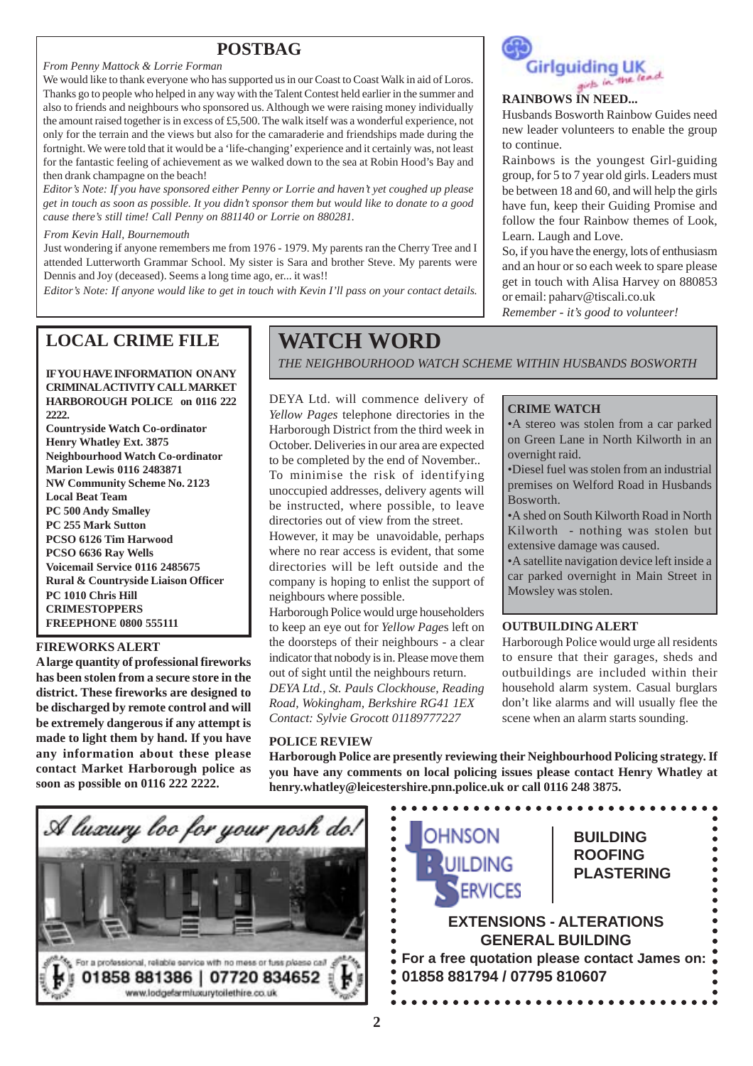## POSTBAG

*From Penny Mattock & Lorrie Forman*

We would like to thank everyone who has supported us in our Coast to Coast Walk in aid of Loros. Thanks go to people who helped in any way with the Talent Contest held earlier in the summer and also to friends and neighbours who sponsored us. Although we were raising money individually the amount raised together is in excess of £5,500. The walk itself was a wonderful experience, not only for the terrain and the views but also for the camaraderie and friendships made during the fortnight. We were told that it would be a 'life-changing' experience and it certainly was, not least for the fantastic feeling of achievement as we walked down to the sea at Robin Hood's Bay and then drank champagne on the beach!

*Editor's Note: If you have sponsored either Penny or Lorrie and haven't yet coughed up please get in touch as soon as possible. It you didn't sponsor them but would like to donate to a good cause there's still time! Call Penny on 881140 or Lorrie on 880281.*

*From Kevin Hall, Bournemouth*

Just wondering if anyone remembers me from 1976 - 1979. My parents ran the Cherry Tree and I attended Lutterworth Grammar School. My sister is Sara and brother Steve. My parents were Dennis and Joy (deceased). Seems a long time ago, er... it was!!

*Editor's Note: If anyone would like to get in touch with Kevin I'll pass on your contact details.*

Girlguiding UK *girls in the lead*

**RAINBOWS IN NEED...**

Husbands Bosworth Rainbow Guides need new leader volunteers to enable the group to continue.

Rainbows is the youngest Girl-guiding group, for 5 to 7 year old girls. Leaders must be between 18 and 60, and will help the girls have fun, keep their Guiding Promise and follow the four Rainbow themes of Look, Learn. Laugh and Love.

So, if you have the energy, lots of enthusiasm and an hour or so each week to spare please get in touch with Alisa Harvey on 880853 or email: paharv@tiscali.co.uk

*Remember - it's good to volunteer!*

## LOCAL CRIME FILE

**IF YOU HAVE INFORMATION ON ANY CRIMINAL ACTIVITY CALL MARKET HARBOROUGH POLICE on 0116 222 2222.**

**Countryside Watch Co-ordinator**
**Henry Whatley Ext. 3875**
**Neighbourhood Watch Co-ordinator**
**Marion Lewis 0116 2483871**
**NW Community Scheme No. 2123**
**Local Beat Team**
**PC 500 Andy Smalley**
**PC 255 Mark Sutton**
**PCSO 6126 Tim Harwood**
**PCSO 6636 Ray Wells**
**Voicemail Service 0116 2485675**
**Rural & Countryside Liaison Officer**
**PC 1010 Chris Hill**
**CRIMESTOPPERS**
**FREEPHONE 0800 555111**

**FIREWORKS ALERT**

**A large quantity of professional fireworks has been stolen from a secure store in the district. These fireworks are designed to be discharged by remote control and will be extremely dangerous if any attempt is made to light them by hand. If you have any information about these please contact Market Harborough police as soon as possible on 0116 222 2222.**

## WATCH WORD

*THE NEIGHBOURHOOD WATCH SCHEME WITHIN HUSBANDS BOSWORTH*

DEYA Ltd. will commence delivery of *Yellow Pages* telephone directories in the Harborough District from the third week in October. Deliveries in our area are expected to be completed by the end of November.. To minimise the risk of identifying unoccupied addresses, delivery agents will be instructed, where possible, to leave directories out of view from the street.

However, it may be unavoidable, perhaps where no rear access is evident, that some directories will be left outside and the company is hoping to enlist the support of neighbours where possible.

Harborough Police would urge householders to keep an eye out for *Yellow Page*s left on the doorsteps of their neighbours - a clear indicator that nobody is in. Please move them out of sight until the neighbours return.

*DEYA Ltd., St. Pauls Clockhouse, Reading Road, Wokingham, Berkshire RG41 1EX Contact: Sylvie Grocott 01189777227*

**CRIME WATCH**

- A stereo was stolen from a car parked on Green Lane in North Kilworth in an overnight raid.
- Diesel fuel was stolen from an industrial premises on Welford Road in Husbands Bosworth.
- A shed on South Kilworth Road in North Kilworth - nothing was stolen but extensive damage was caused.
- A satellite navigation device left inside a car parked overnight in Main Street in Mowsley was stolen.

**OUTBUILDING ALERT**

Harborough Police would urge all residents to ensure that their garages, sheds and outbuildings are included within their household alarm system. Casual burglars don't like alarms and will usually flee the scene when an alarm starts sounding.

**POLICE REVIEW**

**Harborough Police are presently reviewing their Neighbourhood Policing strategy. If you have any comments on local policing issues please contact Henry Whatley at henry.whatley@leicestershire.pnn.police.uk or call 0116 248 3875.**

*A luxury loo for your posh do!*

For a professional, reliable service with no mess or fuss please call
01858 881386 | 07720 834652
www.lodgefarmluxurytoilethire.co.uk

JOHNSON BUILDING SERVICES

**BUILDING**
**ROOFING**
**PLASTERING**

**EXTENSIONS - ALTERATIONS**
**GENERAL BUILDING**
**For a free quotation please contact James on: 01858 881794 / 07795 810607**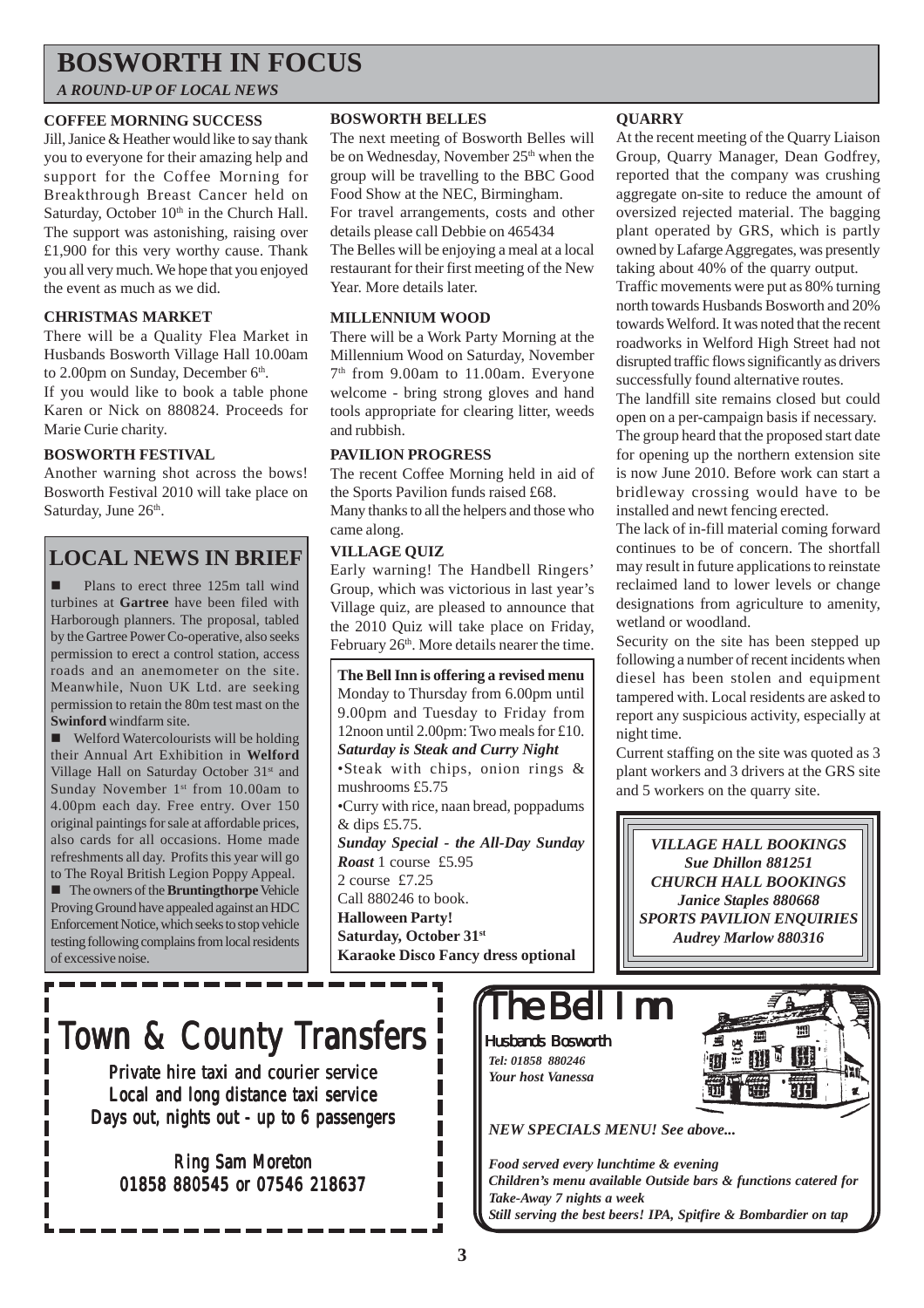# BOSWORTH IN FOCUS

*A ROUND-UP OF LOCAL NEWS*

### COFFEE MORNING SUCCESS

Jill, Janice & Heather would like to say thank you to everyone for their amazing help and support for the Coffee Morning for Breakthrough Breast Cancer held on Saturday, October 10th in the Church Hall. The support was astonishing, raising over £1,900 for this very worthy cause. Thank you all very much. We hope that you enjoyed the event as much as we did.

### CHRISTMAS MARKET

There will be a Quality Flea Market in Husbands Bosworth Village Hall 10.00am to 2.00pm on Sunday, December 6th.

If you would like to book a table phone Karen or Nick on 880824. Proceeds for Marie Curie charity.

### BOSWORTH FESTIVAL

Another warning shot across the bows! Bosworth Festival 2010 will take place on Saturday, June 26th.

## LOCAL NEWS IN BRIEF

- Plans to erect three 125m tall wind turbines at **Gartree** have been filed with Harborough planners. The proposal, tabled by the Gartree Power Co-operative, also seeks permission to erect a control station, access roads and an anemometer on the site. Meanwhile, Nuon UK Ltd. are seeking permission to retain the 80m test mast on the **Swinford** windfarm site.
- Welford Watercolourists will be holding their Annual Art Exhibition in **Welford** Village Hall on Saturday October 31st and Sunday November 1st from 10.00am to 4.00pm each day. Free entry. Over 150 original paintings for sale at affordable prices, also cards for all occasions. Home made refreshments all day. Profits this year will go to The Royal British Legion Poppy Appeal.
- The owners of the **Bruntingthorpe** Vehicle Proving Ground have appealed against an HDC Enforcement Notice, which seeks to stop vehicle testing following complains from local residents of excessive noise.

### BOSWORTH BELLES

The next meeting of Bosworth Belles will be on Wednesday, November 25th when the group will be travelling to the BBC Good Food Show at the NEC, Birmingham.

For travel arrangements, costs and other details please call Debbie on 465434

The Belles will be enjoying a meal at a local restaurant for their first meeting of the New Year. More details later.

### MILLENNIUM WOOD

There will be a Work Party Morning at the Millennium Wood on Saturday, November 7th from 9.00am to 11.00am. Everyone welcome - bring strong gloves and hand tools appropriate for clearing litter, weeds and rubbish.

### PAVILION PROGRESS

The recent Coffee Morning held in aid of the Sports Pavilion funds raised £68.

Many thanks to all the helpers and those who came along.

### VILLAGE QUIZ

Early warning! The Handbell Ringers' Group, which was victorious in last year's Village quiz, are pleased to announce that the 2010 Quiz will take place on Friday, February 26th. More details nearer the time.

**The Bell Inn is offering a revised menu**
Monday to Thursday from 6.00pm until 9.00pm and Tuesday to Friday from 12noon until 2.00pm: Two meals for £10.

***Saturday is Steak and Curry Night***

- Steak with chips, onion rings & mushrooms £5.75
- Curry with rice, naan bread, poppadums & dips £5.75.

***Sunday Special - the All-Day Sunday Roast*** 1 course £5.95
2 course £7.25
Call 880246 to book.

**Halloween Party!**
**Saturday, October 31st**
**Karaoke Disco Fancy dress optional**

### QUARRY

At the recent meeting of the Quarry Liaison Group, Quarry Manager, Dean Godfrey, reported that the company was crushing aggregate on-site to reduce the amount of oversized rejected material. The bagging plant operated by GRS, which is partly owned by Lafarge Aggregates, was presently taking about 40% of the quarry output.

Traffic movements were put as 80% turning north towards Husbands Bosworth and 20% towards Welford. It was noted that the recent roadworks in Welford High Street had not disrupted traffic flows significantly as drivers successfully found alternative routes.

The landfill site remains closed but could open on a per-campaign basis if necessary.

The group heard that the proposed start date for opening up the northern extension site is now June 2010. Before work can start a bridleway crossing would have to be installed and newt fencing erected.

The lack of in-fill material coming forward continues to be of concern. The shortfall may result in future applications to reinstate reclaimed land to lower levels or change designations from agriculture to amenity, wetland or woodland.

Security on the site has been stepped up following a number of recent incidents when diesel has been stolen and equipment tampered with. Local residents are asked to report any suspicious activity, especially at night time.

Current staffing on the site was quoted as 3 plant workers and 3 drivers at the GRS site and 5 workers on the quarry site.

***VILLAGE HALL BOOKINGS***
***Sue Dhillon 881251***
***CHURCH HALL BOOKINGS***
***Janice Staples 880668***
***SPORTS PAVILION ENQUIRIES***
***Audrey Marlow 880316***

## Town & County Transfers

Private hire taxi and courier service
Local and long distance taxi service
Days out, nights out - up to 6 passengers

Ring Sam Moreton
01858 880545 or 07546 218637

## The Bell Inn

Husbands Bosworth
*Tel: 01858 880246*
*Your host Vanessa*

*NEW SPECIALS MENU! See above...*

*Food served every lunchtime & evening*
*Children's menu available Outside bars & functions catered for*
*Take-Away 7 nights a week*
*Still serving the best beers! IPA, Spitfire & Bombardier on tap*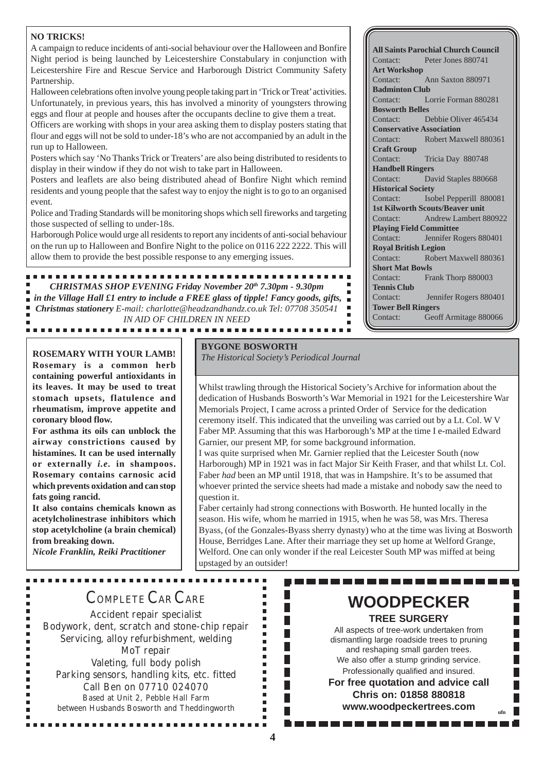**NO TRICKS!**

A campaign to reduce incidents of anti-social behaviour over the Halloween and Bonfire Night period is being launched by Leicestershire Constabulary in conjunction with Leicestershire Fire and Rescue Service and Harborough District Community Safety Partnership.

Halloween celebrations often involve young people taking part in 'Trick or Treat' activities. Unfortunately, in previous years, this has involved a minority of youngsters throwing eggs and flour at people and houses after the occupants decline to give them a treat.

Officers are working with shops in your area asking them to display posters stating that flour and eggs will not be sold to under-18's who are not accompanied by an adult in the run up to Halloween.

Posters which say 'No Thanks Trick or Treaters' are also being distributed to residents to display in their window if they do not wish to take part in Halloween.

Posters and leaflets are also being distributed ahead of Bonfire Night which remind residents and young people that the safest way to enjoy the night is to go to an organised event.

Police and Trading Standards will be monitoring shops which sell fireworks and targeting those suspected of selling to under-18s.

Harborough Police would urge all residents to report any incidents of anti-social behaviour on the run up to Halloween and Bonfire Night to the police on 0116 222 2222. This will allow them to provide the best possible response to any emerging issues.

***CHRISTMAS SHOP EVENING Friday November 20th 7.30pm - 9.30pm in the Village Hall £1 entry to include a FREE glass of tipple! Fancy goods, gifts, Christmas stationery*** *E-mail: charlotte@headzandhandz.co.uk Tel: 07708 350541 IN AID OF CHILDREN IN NEED*

**All Saints Parochial Church Council**
Contact: Peter Jones 880741
**Art Workshop**
Contact: Ann Saxton 880971
**Badminton Club**
Contact: Lorrie Forman 880281
**Bosworth Belles**
Contact: Debbie Oliver 465434
**Conservative Association**
Contact: Robert Maxwell 880361
**Craft Group**
Contact: Tricia Day 880748
**Handbell Ringers**
Contact: David Staples 880668
**Historical Society**
Contact: Isobel Pepperill 880081
**1st Kilworth Scouts/Beaver unit**
Contact: Andrew Lambert 880922
**Playing Field Committee**
Contact: Jennifer Rogers 880401
**Royal British Legion**
Contact: Robert Maxwell 880361
**Short Mat Bowls**
Contact: Frank Thorp 880003
**Tennis Club**
Contact: Jennifer Rogers 880401
**Tower Bell Ringers**
Contact: Geoff Armitage 880066

**ROSEMARY WITH YOUR LAMB!**

**Rosemary is a common herb containing powerful antioxidants in its leaves. It may be used to treat stomach upsets, flatulence and rheumatism, improve appetite and coronary blood flow.**

**For asthma its oils can unblock the airway constrictions caused by histamines. It can be used internally or externally *i.e.* in shampoos. Rosemary contains carnosic acid which prevents oxidation and can stop fats going rancid.**

**It also contains chemicals known as acetylcholinestrase inhibitors which stop acetylcholine (a brain chemical) from breaking down.**

***Nicole Franklin, Reiki Practitioner***

**BYGONE BOSWORTH**
*The Historical Society's Periodical Journal*

Whilst trawling through the Historical Society's Archive for information about the dedication of Husbands Bosworth's War Memorial in 1921 for the Leicestershire War Memorials Project, I came across a printed Order of Service for the dedication ceremony itself. This indicated that the unveiling was carried out by a Lt. Col. W V Faber MP. Assuming that this was Harborough's MP at the time I e-mailed Edward Garnier, our present MP, for some background information.

I was quite surprised when Mr. Garnier replied that the Leicester South (now Harborough) MP in 1921 was in fact Major Sir Keith Fraser, and that whilst Lt. Col. Faber *had* been an MP until 1918, that was in Hampshire. It's to be assumed that whoever printed the service sheets had made a mistake and nobody saw the need to question it.

Faber certainly had strong connections with Bosworth. He hunted locally in the season. His wife, whom he married in 1915, when he was 58, was Mrs. Theresa Byass, (of the Gonzales-Byass sherry dynasty) who at the time was living at Bosworth House, Berridges Lane. After their marriage they set up home at Welford Grange, Welford. One can only wonder if the real Leicester South MP was miffed at being upstaged by an outsider!

## COMPLETE CAR CARE

Accident repair specialist
Bodywork, dent, scratch and stone-chip repair
Servicing, alloy refurbishment, welding
MoT repair
Valeting, full body polish
Parking sensors, handling kits, etc. fitted
Call Ben on 07710 024070
Based at Unit 2, Pebble Hall Farm
between Husbands Bosworth and Theddingworth

## WOODPECKER

**TREE SURGERY**

All aspects of tree-work undertaken from dismantling large roadside trees to pruning and reshaping small garden trees.
We also offer a stump grinding service.
Professionally qualified and insured.

**For free quotation and advice call**
**Chris on: 01858 880818**
**www.woodpeckertrees.com**

ufn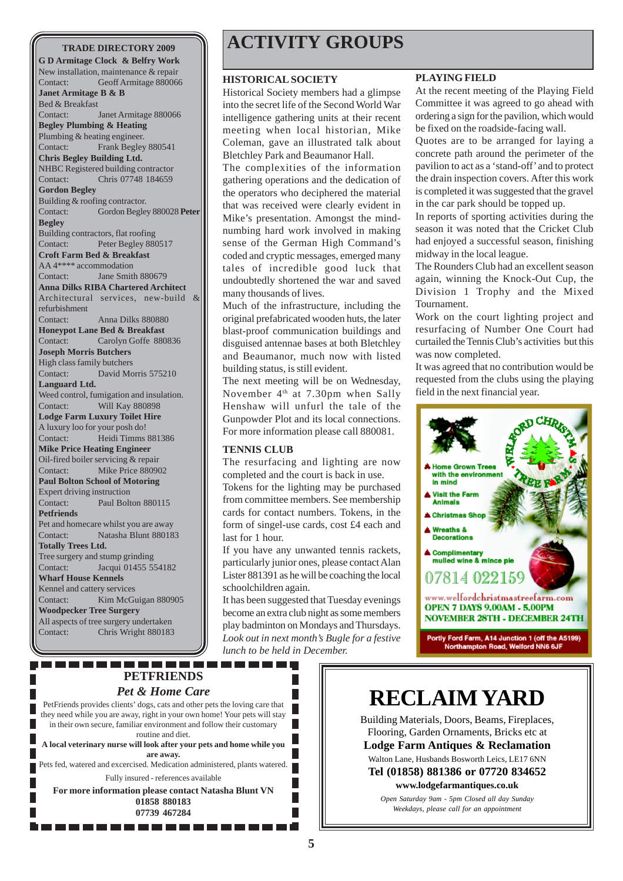## TRADE DIRECTORY 2009

**G D Armitage Clock & Belfry Work**
New installation, maintenance & repair
Contact: Geoff Armitage 880066

**Janet Armitage B & B**
Bed & Breakfast
Contact: Janet Armitage 880066

**Begley Plumbing & Heating**
Plumbing & heating engineer.
Contact: Frank Begley 880541

**Chris Begley Building Ltd.**
NHBC Registered building contractor
Contact: Chris 07748 184659

**Gordon Begley**
Building & roofing contractor.
Contact: Gordon Begley 880028

**Peter Begley**
Building contractors, flat roofing
Contact: Peter Begley 880517

**Croft Farm Bed & Breakfast**
AA 4**** accommodation
Contact: Jane Smith 880679

**Anna Dilks RIBA Chartered Architect**
Architectural services, new-build & refurbishment
Contact: Anna Dilks 880880

**Honeypot Lane Bed & Breakfast**
Contact: Carolyn Goffe 880836

**Joseph Morris Butchers**
High class family butchers
Contact: David Morris 575210

**Languard Ltd.**
Weed control, fumigation and insulation.
Contact: Will Kay 880898

**Lodge Farm Luxury Toilet Hire**
A luxury loo for your posh do!
Contact: Heidi Timms 881386

**Mike Price Heating Engineer**
Oil-fired boiler servicing & repair
Contact: Mike Price 880902

**Paul Bolton School of Motoring**
Expert driving instruction
Contact: Paul Bolton 880115

**Petfriends**
Pet and homecare whilst you are away
Contact: Natasha Blunt 880183

**Totally Trees Ltd.**
Tree surgery and stump grinding
Contact: Jacqui 01455 554182

**Wharf House Kennels**
Kennel and cattery services
Contact: Kim McGuigan 880905

**Woodpecker Tree Surgery**
All aspects of tree surgery undertaken
Contact: Chris Wright 880183

# ACTIVITY GROUPS

### HISTORICAL SOCIETY

Historical Society members had a glimpse into the secret life of the Second World War intelligence gathering units at their recent meeting when local historian, Mike Coleman, gave an illustrated talk about Bletchley Park and Beaumanor Hall.

The complexities of the information gathering operations and the dedication of the operators who deciphered the material that was received were clearly evident in Mike's presentation. Amongst the mind-numbing hard work involved in making sense of the German High Command's coded and cryptic messages, emerged many tales of incredible good luck that undoubtedly shortened the war and saved many thousands of lives.

Much of the infrastructure, including the original prefabricated wooden huts, the later blast-proof communication buildings and disguised antennae bases at both Bletchley and Beaumanor, much now with listed building status, is still evident.

The next meeting will be on Wednesday, November 4th at 7.30pm when Sally Henshaw will unfurl the tale of the Gunpowder Plot and its local connections. For more information please call 880081.

### TENNIS CLUB

The resurfacing and lighting are now completed and the court is back in use.

Tokens for the lighting may be purchased from committee members. See membership cards for contact numbers. Tokens, in the form of singel-use cards, cost £4 each and last for 1 hour.

If you have any unwanted tennis rackets, particularly junior ones, please contact Alan Lister 881391 as he will be coaching the local schoolchildren again.

It has been suggested that Tuesday evenings become an extra club night as some members play badminton on Mondays and Thursdays.

*Look out in next month's Bugle for a festive lunch to be held in December.*

### PLAYING FIELD

At the recent meeting of the Playing Field Committee it was agreed to go ahead with ordering a sign for the pavilion, which would be fixed on the roadside-facing wall.

Quotes are to be arranged for laying a concrete path around the perimeter of the pavilion to act as a 'stand-off' and to protect the drain inspection covers. After this work is completed it was suggested that the gravel in the car park should be topped up.

In reports of sporting activities during the season it was noted that the Cricket Club had enjoyed a successful season, finishing midway in the local league.

The Rounders Club had an excellent season again, winning the Knock-Out Cup, the Division 1 Trophy and the Mixed Tournament.

Work on the court lighting project and resurfacing of Number One Court had curtailed the Tennis Club's activities but this was now completed.

It was agreed that no contribution would be requested from the clubs using the playing field in the next financial year.

**WELFORD CHRISTMAS TREE FARM**

- Home Grown Trees with the environment in mind
- Visit the Farm Animals
- Christmas Shop
- Wreaths & Decorations
- Complimentary mulled wine & mince pie

07814 022159

www.welfordchristmastreefarm.com

**OPEN 7 DAYS 9.00AM - 5.00PM**
**NOVEMBER 28TH - DECEMBER 24TH**

Portly Ford Farm, A14 Junction 1 (off the A5199) Northampton Road, Welford NN6 6JF

## PETFRIENDS

*Pet & Home Care*

PetFriends provides clients' dogs, cats and other pets the loving care that they need while you are away, right in your own home! Your pets will stay in their own secure, familiar environment and follow their customary routine and diet.

**A local veterinary nurse will look after your pets and home while you are away.**

Pets fed, watered and excercised. Medication administered, plants watered.

Fully insured - references available

**For more information please contact Natasha Blunt VN**
**01858 880183**
**07739 467284**

# RECLAIM YARD

Building Materials, Doors, Beams, Fireplaces, Flooring, Garden Ornaments, Bricks etc at

**Lodge Farm Antiques & Reclamation**

Walton Lane, Husbands Bosworth Leics, LE17 6NN

**Tel (01858) 881386 or 07720 834652**

**www.lodgefarmantiques.co.uk**

*Open Saturday 9am - 5pm Closed all day Sunday*
*Weekdays, please call for an appointment*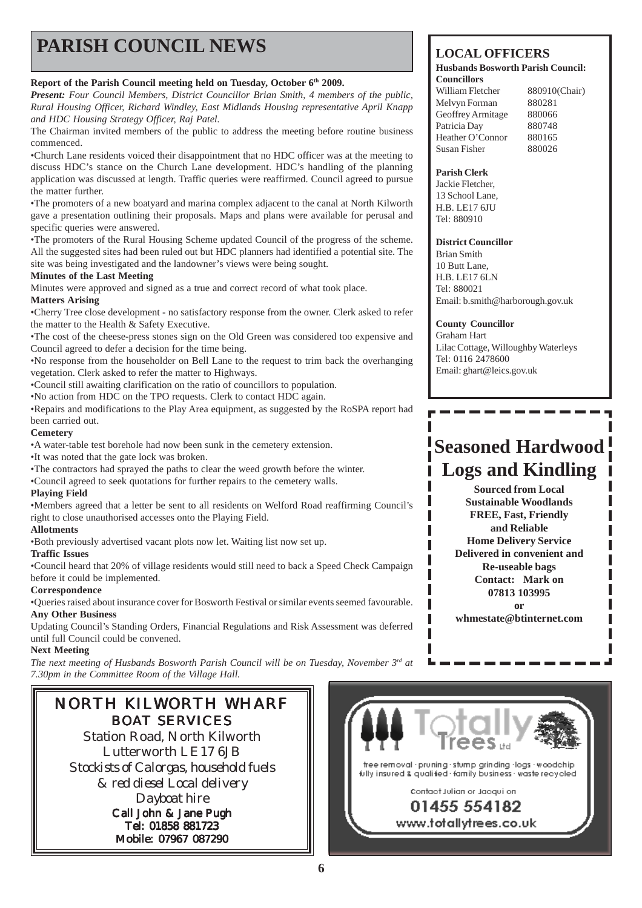# PARISH COUNCIL NEWS

**Report of the Parish Council meeting held on Tuesday, October 6th 2009.**

***Present:*** *Four Council Members, District Councillor Brian Smith, 4 members of the public, Rural Housing Officer, Richard Windley, East Midlands Housing representative April Knapp and HDC Housing Strategy Officer, Raj Patel.*

The Chairman invited members of the public to address the meeting before routine business commenced.

•Church Lane residents voiced their disappointment that no HDC officer was at the meeting to discuss HDC's stance on the Church Lane development. HDC's handling of the planning application was discussed at length. Traffic queries were reaffirmed. Council agreed to pursue the matter further.

•The promoters of a new boatyard and marina complex adjacent to the canal at North Kilworth gave a presentation outlining their proposals. Maps and plans were available for perusal and specific queries were answered.

•The promoters of the Rural Housing Scheme updated Council of the progress of the scheme. All the suggested sites had been ruled out but HDC planners had identified a potential site. The site was being investigated and the landowner's views were being sought.

**Minutes of the Last Meeting**

Minutes were approved and signed as a true and correct record of what took place.

**Matters Arising**

•Cherry Tree close development - no satisfactory response from the owner. Clerk asked to refer the matter to the Health & Safety Executive.

•The cost of the cheese-press stones sign on the Old Green was considered too expensive and Council agreed to defer a decision for the time being.

•No response from the householder on Bell Lane to the request to trim back the overhanging vegetation. Clerk asked to refer the matter to Highways.

•Council still awaiting clarification on the ratio of councillors to population.

•No action from HDC on the TPO requests. Clerk to contact HDC again.

•Repairs and modifications to the Play Area equipment, as suggested by the RoSPA report had been carried out.

**Cemetery**

•A water-table test borehole had now been sunk in the cemetery extension.

•It was noted that the gate lock was broken.

•The contractors had sprayed the paths to clear the weed growth before the winter.

•Council agreed to seek quotations for further repairs to the cemetery walls.

**Playing Field**

•Members agreed that a letter be sent to all residents on Welford Road reaffirming Council's right to close unauthorised accesses onto the Playing Field.

**Allotments**

•Both previously advertised vacant plots now let. Waiting list now set up.

**Traffic Issues**

•Council heard that 20% of village residents would still need to back a Speed Check Campaign before it could be implemented.

**Correspondence**

•Queries raised about insurance cover for Bosworth Festival or similar events seemed favourable.

**Any Other Business**

Updating Council's Standing Orders, Financial Regulations and Risk Assessment was deferred until full Council could be convened.

**Next Meeting**

*The next meeting of Husbands Bosworth Parish Council will be on Tuesday, November 3rd at 7.30pm in the Committee Room of the Village Hall.*

## LOCAL OFFICERS

**Husbands Bosworth Parish Council: Councillors**

| | |
|---|---|
| William Fletcher | 880910(Chair) |
| Melvyn Forman | 880281 |
| Geoffrey Armitage | 880066 |
| Patricia Day | 880748 |
| Heather O'Connor | 880165 |
| Susan Fisher | 880026 |

**Parish Clerk**
Jackie Fletcher,
13 School Lane,
H.B. LE17 6JU
Tel: 880910

**District Councillor**
Brian Smith
10 Butt Lane,
H.B. LE17 6LN
Tel: 880021
Email: b.smith@harborough.gov.uk

**County Councillor**
Graham Hart
Lilac Cottage, Willoughby Waterleys
Tel: 0116 2478600
Email: ghart@leics.gov.uk

## Seasoned Hardwood Logs and Kindling

**Sourced from Local Sustainable Woodlands**
**FREE, Fast, Friendly and Reliable Home Delivery Service**
**Delivered in convenient and Re-useable bags**
**Contact: Mark on 07813 103995**
**or**
**whmestate@btinternet.com**

## NORTH KILWORTH WHARF BOAT SERVICES

Station Road, North Kilworth
Lutterworth LE17 6JB
*Stockists of Calorgas, household fuels & red diesel Local delivery*
*Dayboat hire*
Call John & Jane Pugh
Tel: 01858 881723
Mobile: 07967 087290

## Totally Trees Ltd

tree removal · pruning · stump grinding · logs · woodchip
fully insured & qualified · family business · waste recycled

Contact Julian or Jacqui on
01455 554182
www.totallytrees.co.uk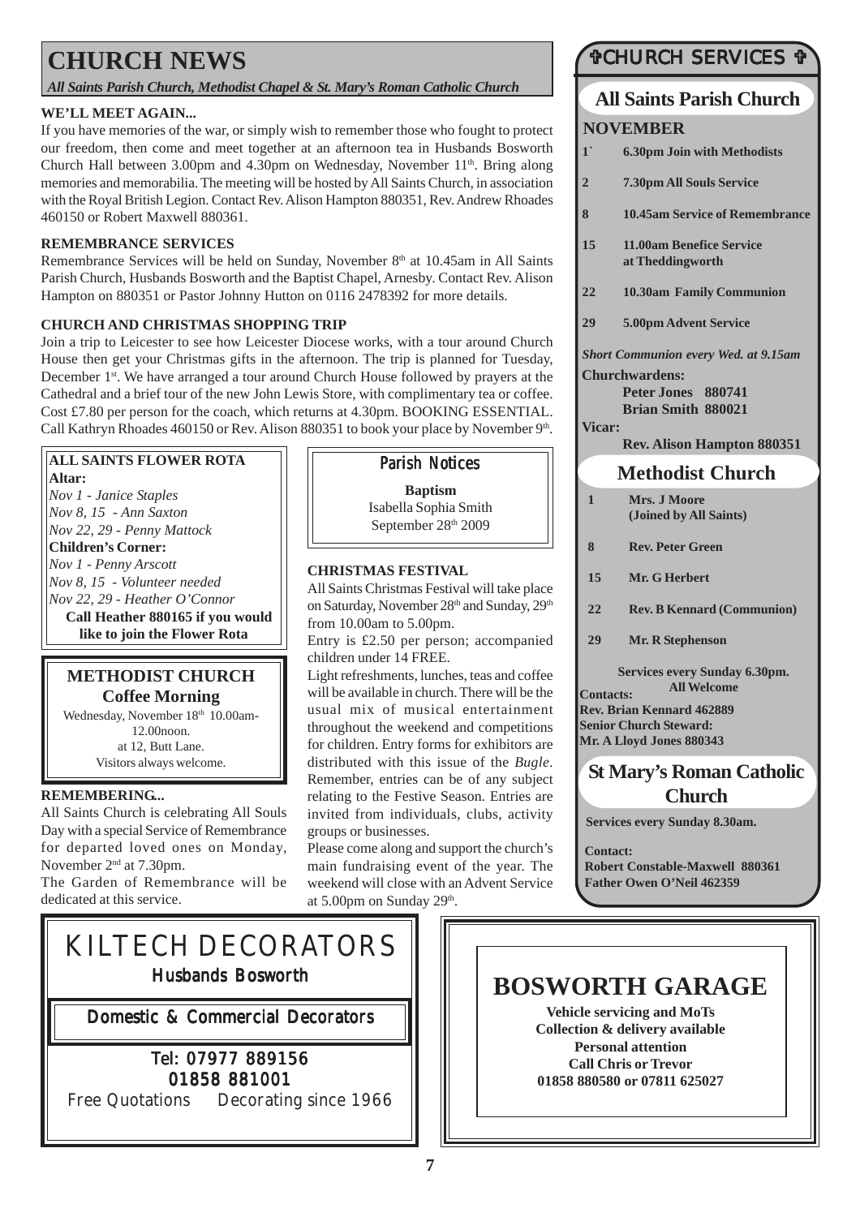# CHURCH NEWS

*All Saints Parish Church, Methodist Chapel & St. Mary's Roman Catholic Church*

### WE'LL MEET AGAIN...

If you have memories of the war, or simply wish to remember those who fought to protect our freedom, then come and meet together at an afternoon tea in Husbands Bosworth Church Hall between 3.00pm and 4.30pm on Wednesday, November 11th. Bring along memories and memorabilia. The meeting will be hosted by All Saints Church, in association with the Royal British Legion. Contact Rev. Alison Hampton 880351, Rev. Andrew Rhoades 460150 or Robert Maxwell 880361.

### REMEMBRANCE SERVICES

Remembrance Services will be held on Sunday, November 8th at 10.45am in All Saints Parish Church, Husbands Bosworth and the Baptist Chapel, Arnesby. Contact Rev. Alison Hampton on 880351 or Pastor Johnny Hutton on 0116 2478392 for more details.

### CHURCH AND CHRISTMAS SHOPPING TRIP

Join a trip to Leicester to see how Leicester Diocese works, with a tour around Church House then get your Christmas gifts in the afternoon. The trip is planned for Tuesday, December 1st. We have arranged a tour around Church House followed by prayers at the Cathedral and a brief tour of the new John Lewis Store, with complimentary tea or coffee. Cost £7.80 per person for the coach, which returns at 4.30pm. BOOKING ESSENTIAL. Call Kathryn Rhoades 460150 or Rev. Alison 880351 to book your place by November 9th.

### ALL SAINTS FLOWER ROTA

**Altar:**
*Nov 1 - Janice Staples*
*Nov 8, 15 - Ann Saxton*
*Nov 22, 29 - Penny Mattock*

**Children's Corner:**
*Nov 1 - Penny Arscott*
*Nov 8, 15 - Volunteer needed*
*Nov 22, 29 - Heather O'Connor*

**Call Heather 880165 if you would like to join the Flower Rota**

### METHODIST CHURCH
**Coffee Morning**

Wednesday, November 18th 10.00am-12.00noon.
at 12, Butt Lane.
Visitors always welcome.

### REMEMBERING...

All Saints Church is celebrating All Souls Day with a special Service of Remembrance for departed loved ones on Monday, November 2nd at 7.30pm.

The Garden of Remembrance will be dedicated at this service.

### Parish Notices

**Baptism**
Isabella Sophia Smith
September 28th 2009

### CHRISTMAS FESTIVAL

All Saints Christmas Festival will take place on Saturday, November 28th and Sunday, 29th from 10.00am to 5.00pm.

Entry is £2.50 per person; accompanied children under 14 FREE.

Light refreshments, lunches, teas and coffee will be available in church. There will be the usual mix of musical entertainment throughout the weekend and competitions for children. Entry forms for exhibitors are distributed with this issue of the *Bugle*. Remember, entries can be of any subject relating to the Festive Season. Entries are invited from individuals, clubs, activity groups or businesses.

Please come along and support the church's main fundraising event of the year. The weekend will close with an Advent Service at 5.00pm on Sunday 29th.

## ✟CHURCH SERVICES ✟

### All Saints Parish Church

**NOVEMBER**

| | |
|---|---|
| 1 | 6.30pm Join with Methodists |
| 2 | 7.30pm All Souls Service |
| 8 | 10.45am Service of Remembrance |
| 15 | 11.00am Benefice Service at Theddingworth |
| 22 | 10.30am Family Communion |
| 29 | 5.00pm Advent Service |

*Short Communion every Wed. at 9.15am*

**Churchwardens:**
**Peter Jones 880741**
**Brian Smith 880021**

**Vicar:**
**Rev. Alison Hampton 880351**

### Methodist Church

| | |
|---|---|
| 1 | Mrs. J Moore (Joined by All Saints) |
| 8 | Rev. Peter Green |
| 15 | Mr. G Herbert |
| 22 | Rev. B Kennard (Communion) |
| 29 | Mr. R Stephenson |

**Services every Sunday 6.30pm.**
**All Welcome**

**Contacts:**
**Rev. Brian Kennard 462889**
**Senior Church Steward:**
**Mr. A Lloyd Jones 880343**

### St Mary's Roman Catholic Church

**Services every Sunday 8.30am.**

**Contact:**
**Robert Constable-Maxwell 880361**
**Father Owen O'Neil 462359**

## KILTECH DECORATORS

Husbands Bosworth

Domestic & Commercial Decorators

Tel: 07977 889156
01858 881001

Free Quotations Decorating since 1966

## BOSWORTH GARAGE

**Vehicle servicing and MoTs**
**Collection & delivery available**
**Personal attention**
**Call Chris or Trevor**
**01858 880580 or 07811 625027**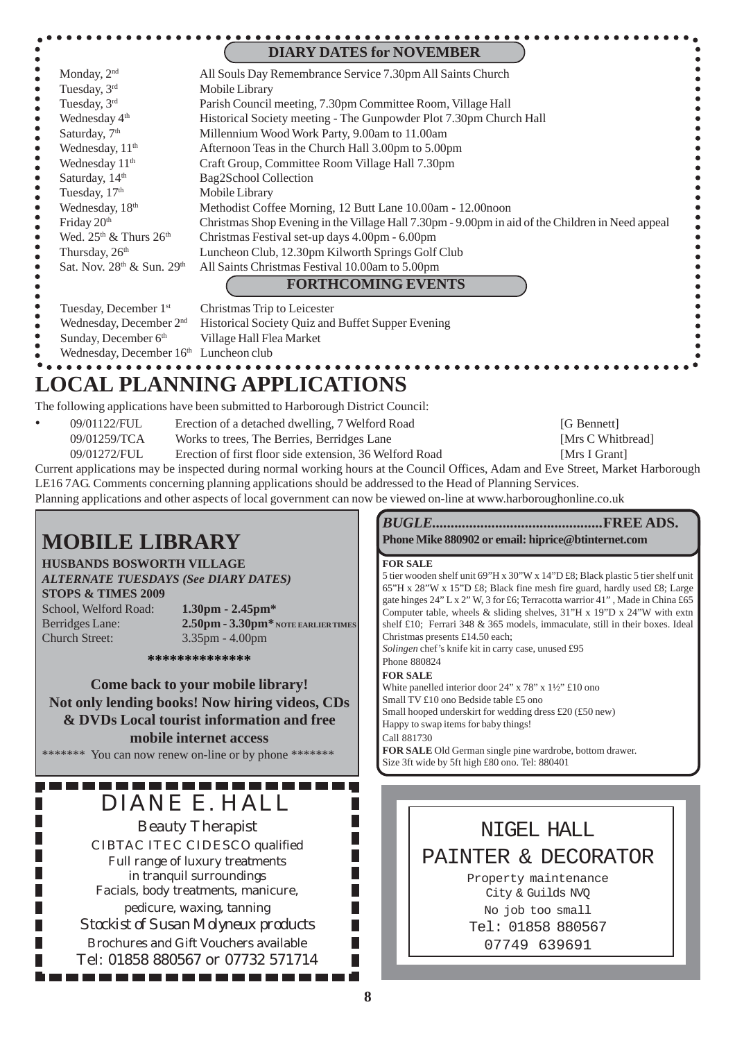## DIARY DATES for NOVEMBER

| | |
|---|---|
| Monday, 2nd | All Souls Day Remembrance Service 7.30pm All Saints Church |
| Tuesday, 3rd | Mobile Library |
| Tuesday, 3rd | Parish Council meeting, 7.30pm Committee Room, Village Hall |
| Wednesday 4th | Historical Society meeting - The Gunpowder Plot 7.30pm Church Hall |
| Saturday, 7th | Millennium Wood Work Party, 9.00am to 11.00am |
| Wednesday, 11th | Afternoon Teas in the Church Hall 3.00pm to 5.00pm |
| Wednesday 11th | Craft Group, Committee Room Village Hall 7.30pm |
| Saturday, 14th | Bag2School Collection |
| Tuesday, 17th | Mobile Library |
| Wednesday, 18th | Methodist Coffee Morning, 12 Butt Lane 10.00am - 12.00noon |
| Friday 20th | Christmas Shop Evening in the Village Hall 7.30pm - 9.00pm in aid of the Children in Need appeal |
| Wed. 25th & Thurs 26th | Christmas Festival set-up days 4.00pm - 6.00pm |
| Thursday, 26th | Luncheon Club, 12.30pm Kilworth Springs Golf Club |
| Sat. Nov. 28th & Sun. 29th | All Saints Christmas Festival 10.00am to 5.00pm |

## FORTHCOMING EVENTS

| | |
|---|---|
| Tuesday, December 1st | Christmas Trip to Leicester |
| Wednesday, December 2nd | Historical Society Quiz and Buffet Supper Evening |
| Sunday, December 6th | Village Hall Flea Market |
| Wednesday, December 16th | Luncheon club |

# LOCAL PLANNING APPLICATIONS

The following applications have been submitted to Harborough District Council:

| | | |
|---|---|---|
| 09/01122/FUL | Erection of a detached dwelling, 7 Welford Road | [G Bennett] |
| 09/01259/TCA | Works to trees, The Berries, Berridges Lane | [Mrs C Whitbread] |
| 09/01272/FUL | Erection of first floor side extension, 36 Welford Road | [Mrs I Grant] |

Current applications may be inspected during normal working hours at the Council Offices, Adam and Eve Street, Market Harborough LE16 7AG. Comments concerning planning applications should be addressed to the Head of Planning Services.

Planning applications and other aspects of local government can now be viewed on-line at www.harboroughonline.co.uk

# MOBILE LIBRARY

**HUSBANDS BOSWORTH VILLAGE**

***ALTERNATE TUESDAYS (See DIARY DATES)***

**STOPS & TIMES 2009**

| | |
|---|---|
| School, Welford Road: | **1.30pm - 2.45pm*** |
| Berridges Lane: | **2.50pm - 3.30pm* NOTE EARLIER TIMES** |
| Church Street: | 3.35pm - 4.00pm |

**************

**Come back to your mobile library!**
**Not only lending books! Now hiring videos, CDs & DVDs Local tourist information and free mobile internet access**

******* You can now renew on-line or by phone *******

## *BUGLE*.............................................FREE ADS.

**Phone Mike 880902 or email: hiprice@btinternet.com**

**FOR SALE**

5 tier wooden shelf unit 69"H x 30"W x 14"D £8; Black plastic 5 tier shelf unit 65"H x 28"W x 15"D £8; Black fine mesh fire guard, hardly used £8; Large gate hinges 24" L x 2" W, 3 for £6; Terracotta warrior 41" , Made in China £65 Computer table, wheels & sliding shelves, 31"H x 19"D x 24"W with extn shelf £10; Ferrari 348 & 365 models, immaculate, still in their boxes. Ideal Christmas presents £14.50 each;
*Solingen* chef's knife kit in carry case, unused £95
Phone 880824

**FOR SALE**

White panelled interior door 24" x 78" x 1½" £10 ono
Small TV £10 ono Bedside table £5 ono
Small hooped underskirt for wedding dress £20 (£50 new)
Happy to swap items for baby things!
Call 881730

**FOR SALE** Old German single pine wardrobe, bottom drawer. Size 3ft wide by 5ft high £80 ono. Tel: 880401

## DIANE E. HALL

Beauty Therapist
CIBTAC ITEC CIDESCO qualified
Full range of luxury treatments
in tranquil surroundings
Facials, body treatments, manicure,
pedicure, waxing, tanning
*Stockist of Susan Molyneux products*
Brochures and Gift Vouchers available
Tel: 01858 880567 or 07732 571714

## NIGEL HALL
## PAINTER & DECORATOR

Property maintenance
City & Guilds NVQ
No job too small
Tel: 01858 880567
07749 639691